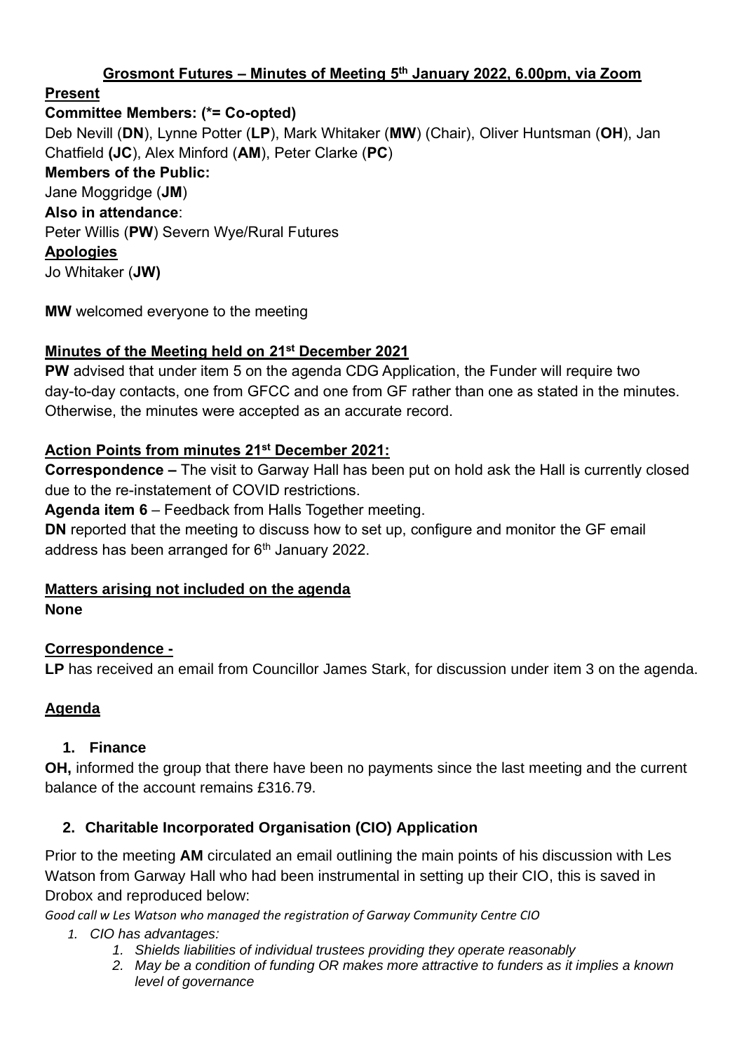# Grosmont Futures – Minutes of Meeting 5th January 2022, 6.00pm, via Zoom

**Present**

**Committee Members: (*= Co-opted)**

Deb Nevill (**DN**), Lynne Potter (**LP**), Mark Whitaker (**MW**) (Chair), Oliver Huntsman (**OH**), Jan Chatfield **(JC**), Alex Minford (**AM**), Peter Clarke (**PC**)

**Members of the Public:**

Jane Moggridge (**JM**)

**Also in attendance**:

Peter Willis (**PW**) Severn Wye/Rural Futures

**Apologies**

Jo Whitaker (**JW)**

**MW** welcomed everyone to the meeting

## Minutes of the Meeting held on 21st December 2021

**PW** advised that under item 5 on the agenda CDG Application, the Funder will require two day-to-day contacts, one from GFCC and one from GF rather than one as stated in the minutes. Otherwise, the minutes were accepted as an accurate record.

## Action Points from minutes 21st December 2021:

**Correspondence –** The visit to Garway Hall has been put on hold ask the Hall is currently closed due to the re-instatement of COVID restrictions.

**Agenda item 6** – Feedback from Halls Together meeting.

**DN** reported that the meeting to discuss how to set up, configure and monitor the GF email address has been arranged for 6th January 2022.

## Matters arising not included on the agenda

**None**

## Correspondence -

**LP** has received an email from Councillor James Stark, for discussion under item 3 on the agenda.

## Agenda

### 1. Finance

**OH,** informed the group that there have been no payments since the last meeting and the current balance of the account remains £316.79.

### 2. Charitable Incorporated Organisation (CIO) Application

Prior to the meeting **AM** circulated an email outlining the main points of his discussion with Les Watson from Garway Hall who had been instrumental in setting up their CIO, this is saved in Drobox and reproduced below:

*Good call w Les Watson who managed the registration of Garway Community Centre CIO*

1. *CIO has advantages:*
   1. *Shields liabilities of individual trustees providing they operate reasonably*
   2. *May be a condition of funding OR makes more attractive to funders as it implies a known level of governance*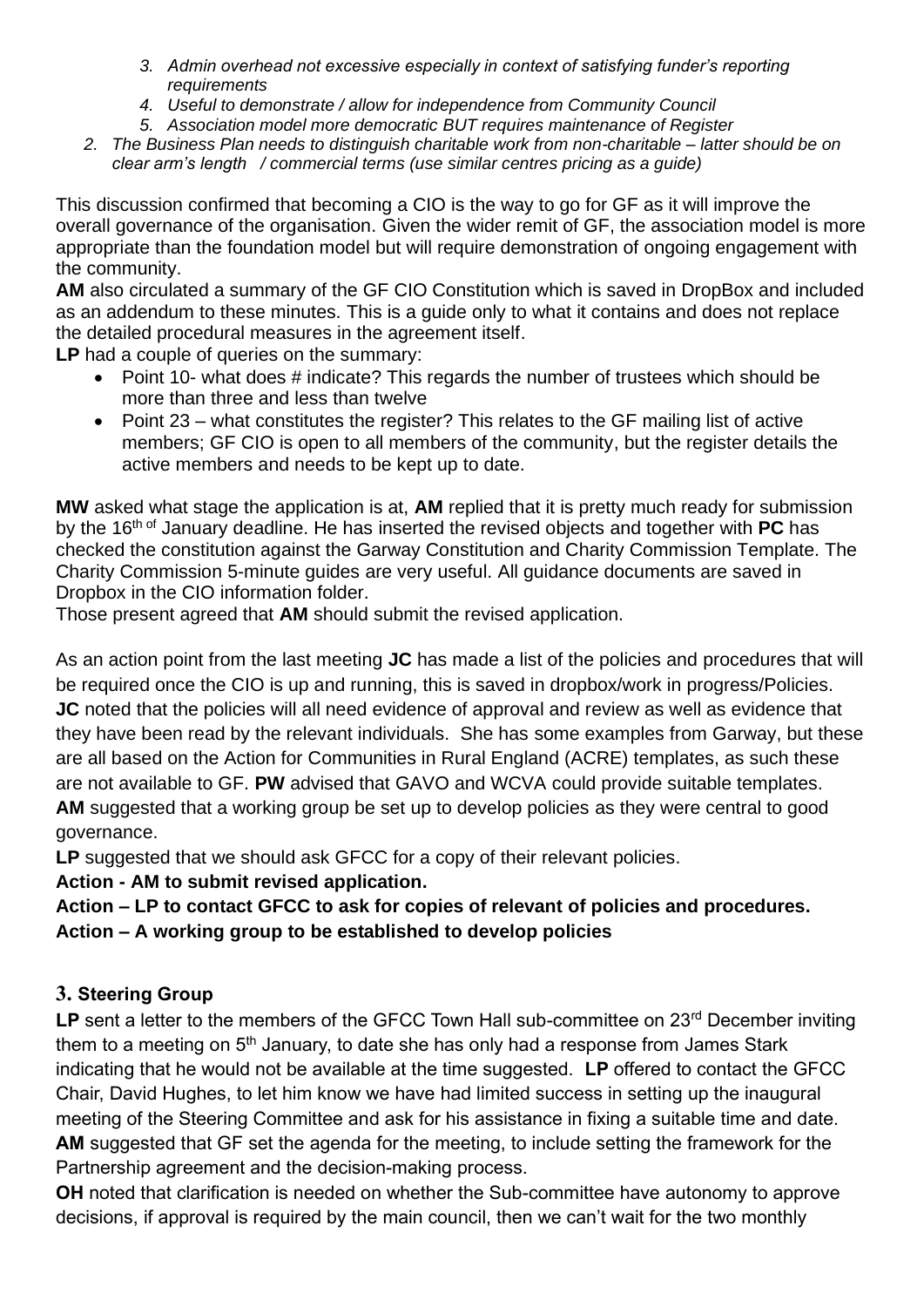3. *Admin overhead not excessive especially in context of satisfying funder's reporting requirements*
   4. *Useful to demonstrate / allow for independence from Community Council*
   5. *Association model more democratic BUT requires maintenance of Register*
2. *The Business Plan needs to distinguish charitable work from non-charitable – latter should be on clear arm's length / commercial terms (use similar centres pricing as a guide)*

This discussion confirmed that becoming a CIO is the way to go for GF as it will improve the overall governance of the organisation. Given the wider remit of GF, the association model is more appropriate than the foundation model but will require demonstration of ongoing engagement with the community.

**AM** also circulated a summary of the GF CIO Constitution which is saved in DropBox and included as an addendum to these minutes. This is a guide only to what it contains and does not replace the detailed procedural measures in the agreement itself.

**LP** had a couple of queries on the summary:

- Point 10- what does # indicate? This regards the number of trustees which should be more than three and less than twelve
- Point 23 – what constitutes the register? This relates to the GF mailing list of active members; GF CIO is open to all members of the community, but the register details the active members and needs to be kept up to date.

**MW** asked what stage the application is at, **AM** replied that it is pretty much ready for submission by the 16th of January deadline. He has inserted the revised objects and together with **PC** has checked the constitution against the Garway Constitution and Charity Commission Template. The Charity Commission 5-minute guides are very useful. All guidance documents are saved in Dropbox in the CIO information folder.

Those present agreed that **AM** should submit the revised application.

As an action point from the last meeting **JC** has made a list of the policies and procedures that will be required once the CIO is up and running, this is saved in dropbox/work in progress/Policies. **JC** noted that the policies will all need evidence of approval and review as well as evidence that they have been read by the relevant individuals. She has some examples from Garway, but these are all based on the Action for Communities in Rural England (ACRE) templates, as such these are not available to GF. **PW** advised that GAVO and WCVA could provide suitable templates. **AM** suggested that a working group be set up to develop policies as they were central to good governance.

**LP** suggested that we should ask GFCC for a copy of their relevant policies.

**Action - AM to submit revised application.**

**Action – LP to contact GFCC to ask for copies of relevant of policies and procedures.**

**Action – A working group to be established to develop policies**

## 3. Steering Group

**LP** sent a letter to the members of the GFCC Town Hall sub-committee on 23rd December inviting them to a meeting on 5th January, to date she has only had a response from James Stark indicating that he would not be available at the time suggested. **LP** offered to contact the GFCC Chair, David Hughes, to let him know we have had limited success in setting up the inaugural meeting of the Steering Committee and ask for his assistance in fixing a suitable time and date. **AM** suggested that GF set the agenda for the meeting, to include setting the framework for the Partnership agreement and the decision-making process.

**OH** noted that clarification is needed on whether the Sub-committee have autonomy to approve decisions, if approval is required by the main council, then we can't wait for the two monthly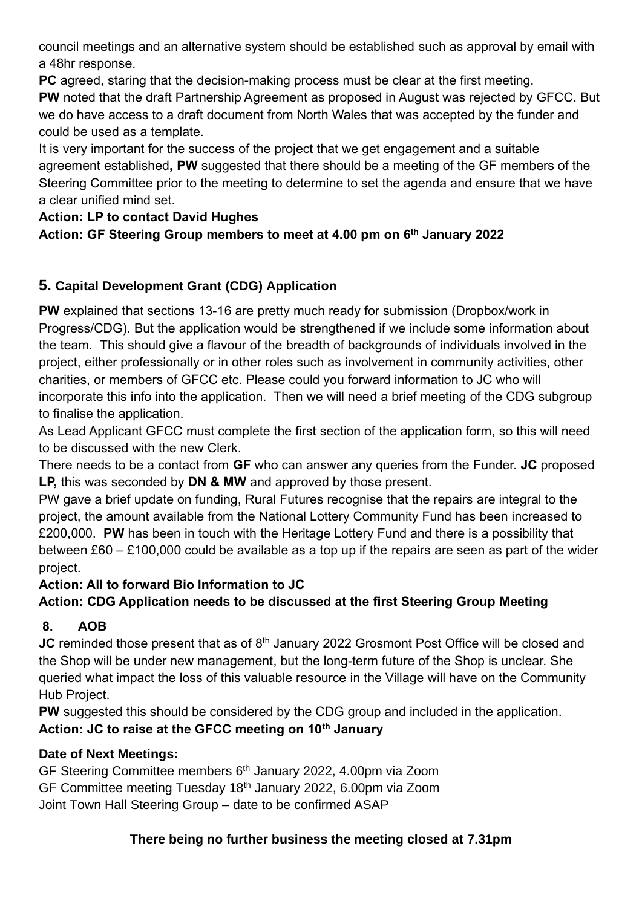council meetings and an alternative system should be established such as approval by email with a 48hr response.

**PC** agreed, staring that the decision-making process must be clear at the first meeting.

**PW** noted that the draft Partnership Agreement as proposed in August was rejected by GFCC. But we do have access to a draft document from North Wales that was accepted by the funder and could be used as a template.

It is very important for the success of the project that we get engagement and a suitable agreement established**, PW** suggested that there should be a meeting of the GF members of the Steering Committee prior to the meeting to determine to set the agenda and ensure that we have a clear unified mind set.

**Action: LP to contact David Hughes**

**Action: GF Steering Group members to meet at 4.00 pm on 6th January 2022**

## 5. Capital Development Grant (CDG) Application

**PW** explained that sections 13-16 are pretty much ready for submission (Dropbox/work in Progress/CDG). But the application would be strengthened if we include some information about the team. This should give a flavour of the breadth of backgrounds of individuals involved in the project, either professionally or in other roles such as involvement in community activities, other charities, or members of GFCC etc. Please could you forward information to JC who will incorporate this info into the application. Then we will need a brief meeting of the CDG subgroup to finalise the application.

As Lead Applicant GFCC must complete the first section of the application form, so this will need to be discussed with the new Clerk.

There needs to be a contact from **GF** who can answer any queries from the Funder. **JC** proposed **LP,** this was seconded by **DN & MW** and approved by those present.

PW gave a brief update on funding, Rural Futures recognise that the repairs are integral to the project, the amount available from the National Lottery Community Fund has been increased to £200,000. **PW** has been in touch with the Heritage Lottery Fund and there is a possibility that between £60 – £100,000 could be available as a top up if the repairs are seen as part of the wider project.

**Action: All to forward Bio Information to JC**

**Action: CDG Application needs to be discussed at the first Steering Group Meeting**

## 8. AOB

**JC** reminded those present that as of 8th January 2022 Grosmont Post Office will be closed and the Shop will be under new management, but the long-term future of the Shop is unclear. She queried what impact the loss of this valuable resource in the Village will have on the Community Hub Project.

**PW** suggested this should be considered by the CDG group and included in the application.

**Action: JC to raise at the GFCC meeting on 10th January**

**Date of Next Meetings:**

GF Steering Committee members 6th January 2022, 4.00pm via Zoom
GF Committee meeting Tuesday 18th January 2022, 6.00pm via Zoom
Joint Town Hall Steering Group – date to be confirmed ASAP

**There being no further business the meeting closed at 7.31pm**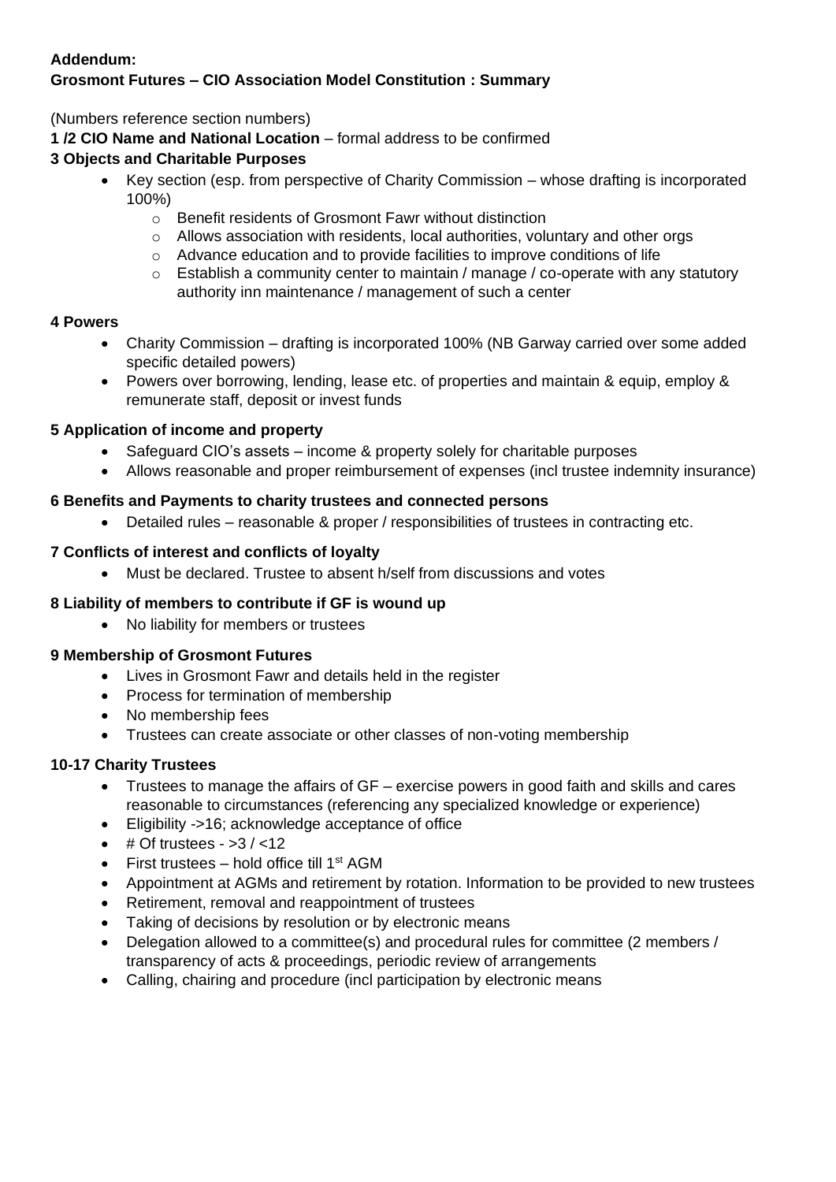**Addendum:**
**Grosmont Futures – CIO Association Model Constitution : Summary**

(Numbers reference section numbers)

**1 /2 CIO Name and National Location** – formal address to be confirmed

**3 Objects and Charitable Purposes**

- Key section (esp. from perspective of Charity Commission – whose drafting is incorporated 100%)
  - Benefit residents of Grosmont Fawr without distinction
  - Allows association with residents, local authorities, voluntary and other orgs
  - Advance education and to provide facilities to improve conditions of life
  - Establish a community center to maintain / manage / co-operate with any statutory authority inn maintenance / management of such a center

**4 Powers**

- Charity Commission – drafting is incorporated 100% (NB Garway carried over some added specific detailed powers)
- Powers over borrowing, lending, lease etc. of properties and maintain & equip, employ & remunerate staff, deposit or invest funds

**5 Application of income and property**

- Safeguard CIO's assets – income & property solely for charitable purposes
- Allows reasonable and proper reimbursement of expenses (incl trustee indemnity insurance)

**6 Benefits and Payments to charity trustees and connected persons**

- Detailed rules – reasonable & proper / responsibilities of trustees in contracting etc.

**7 Conflicts of interest and conflicts of loyalty**

- Must be declared. Trustee to absent h/self from discussions and votes

**8 Liability of members to contribute if GF is wound up**

- No liability for members or trustees

**9 Membership of Grosmont Futures**

- Lives in Grosmont Fawr and details held in the register
- Process for termination of membership
- No membership fees
- Trustees can create associate or other classes of non-voting membership

**10-17 Charity Trustees**

- Trustees to manage the affairs of GF – exercise powers in good faith and skills and cares reasonable to circumstances (referencing any specialized knowledge or experience)
- Eligibility ->16; acknowledge acceptance of office
- # Of trustees - >3 / <12
- First trustees – hold office till 1st AGM
- Appointment at AGMs and retirement by rotation. Information to be provided to new trustees
- Retirement, removal and reappointment of trustees
- Taking of decisions by resolution or by electronic means
- Delegation allowed to a committee(s) and procedural rules for committee (2 members / transparency of acts & proceedings, periodic review of arrangements
- Calling, chairing and procedure (incl participation by electronic means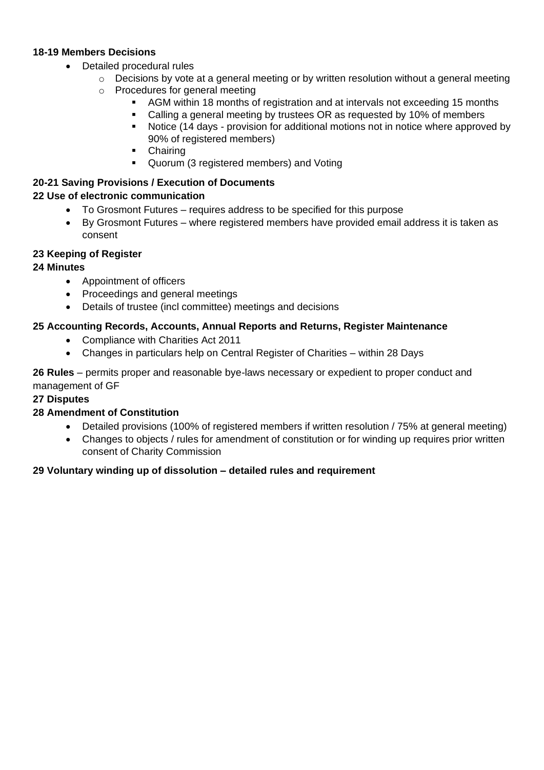**18-19 Members Decisions**

- Detailed procedural rules
  - Decisions by vote at a general meeting or by written resolution without a general meeting
  - Procedures for general meeting
    - AGM within 18 months of registration and at intervals not exceeding 15 months
    - Calling a general meeting by trustees OR as requested by 10% of members
    - Notice (14 days - provision for additional motions not in notice where approved by 90% of registered members)
    - Chairing
    - Quorum (3 registered members) and Voting

**20-21 Saving Provisions / Execution of Documents**

**22 Use of electronic communication**

- To Grosmont Futures – requires address to be specified for this purpose
- By Grosmont Futures – where registered members have provided email address it is taken as consent

**23 Keeping of Register**

**24 Minutes**

- Appointment of officers
- Proceedings and general meetings
- Details of trustee (incl committee) meetings and decisions

**25 Accounting Records, Accounts, Annual Reports and Returns, Register Maintenance**

- Compliance with Charities Act 2011
- Changes in particulars help on Central Register of Charities – within 28 Days

**26 Rules** – permits proper and reasonable bye-laws necessary or expedient to proper conduct and management of GF

**27 Disputes**

**28 Amendment of Constitution**

- Detailed provisions (100% of registered members if written resolution / 75% at general meeting)
- Changes to objects / rules for amendment of constitution or for winding up requires prior written consent of Charity Commission

**29 Voluntary winding up of dissolution – detailed rules and requirement**